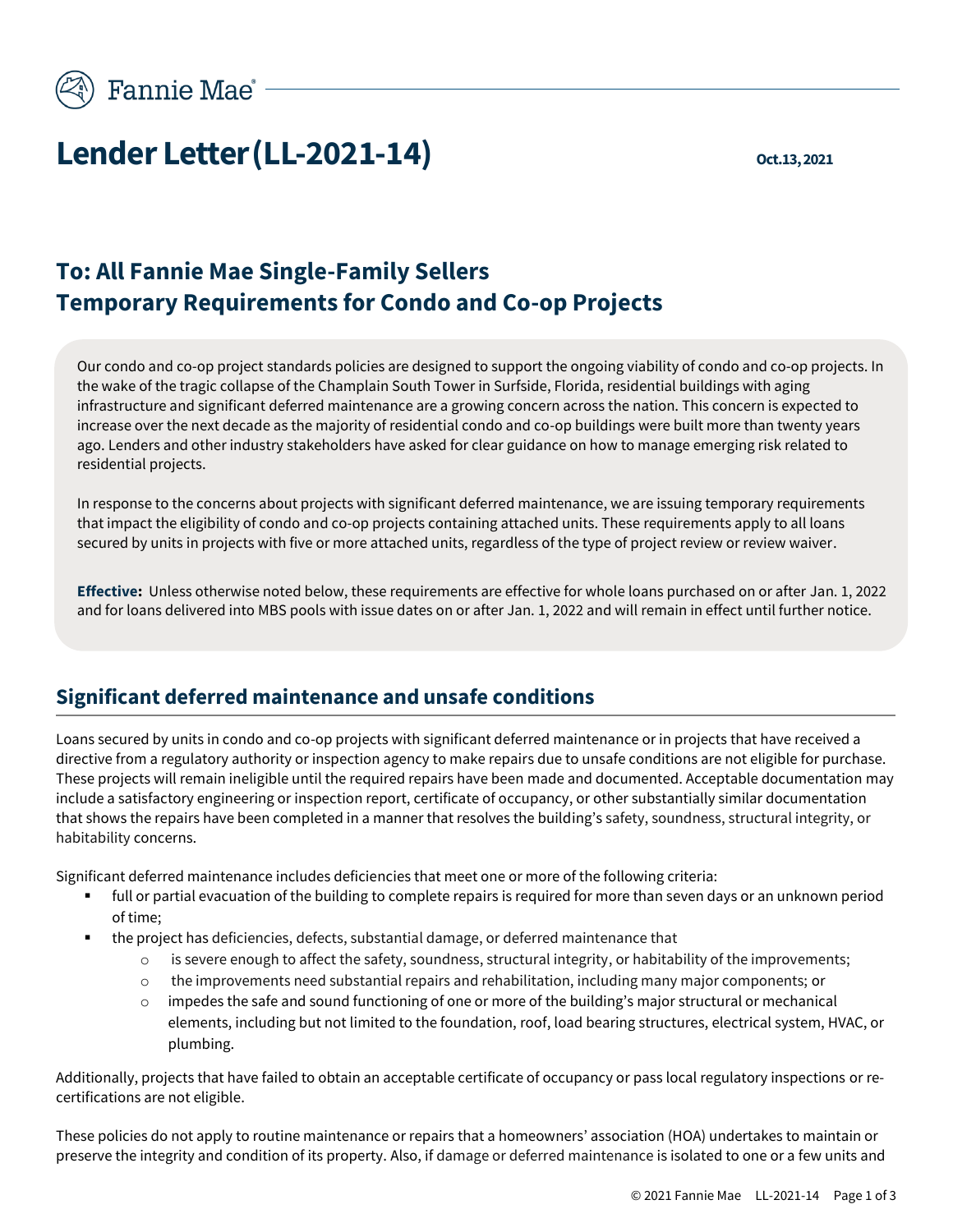Fannie Mae

# Lender Letter (LL-2021-14)

Oct.13, 2021

## To: All Fannie Mae Single-Family Sellers
## Temporary Requirements for Condo and Co-op Projects

Our condo and co-op project standards policies are designed to support the ongoing viability of condo and co-op projects. In the wake of the tragic collapse of the Champlain South Tower in Surfside, Florida, residential buildings with aging infrastructure and significant deferred maintenance are a growing concern across the nation. This concern is expected to increase over the next decade as the majority of residential condo and co-op buildings were built more than twenty years ago. Lenders and other industry stakeholders have asked for clear guidance on how to manage emerging risk related to residential projects.

In response to the concerns about projects with significant deferred maintenance, we are issuing temporary requirements that impact the eligibility of condo and co-op projects containing attached units. These requirements apply to all loans secured by units in projects with five or more attached units, regardless of the type of project review or review waiver.

**Effective:** Unless otherwise noted below, these requirements are effective for whole loans purchased on or after Jan. 1, 2022 and for loans delivered into MBS pools with issue dates on or after Jan. 1, 2022 and will remain in effect until further notice.

## Significant deferred maintenance and unsafe conditions

Loans secured by units in condo and co-op projects with significant deferred maintenance or in projects that have received a directive from a regulatory authority or inspection agency to make repairs due to unsafe conditions are not eligible for purchase. These projects will remain ineligible until the required repairs have been made and documented. Acceptable documentation may include a satisfactory engineering or inspection report, certificate of occupancy, or other substantially similar documentation that shows the repairs have been completed in a manner that resolves the building's safety, soundness, structural integrity, or habitability concerns.

Significant deferred maintenance includes deficiencies that meet one or more of the following criteria:

- full or partial evacuation of the building to complete repairs is required for more than seven days or an unknown period of time;
- the project has deficiencies, defects, substantial damage, or deferred maintenance that
  - is severe enough to affect the safety, soundness, structural integrity, or habitability of the improvements;
  - the improvements need substantial repairs and rehabilitation, including many major components; or
  - impedes the safe and sound functioning of one or more of the building's major structural or mechanical elements, including but not limited to the foundation, roof, load bearing structures, electrical system, HVAC, or plumbing.

Additionally, projects that have failed to obtain an acceptable certificate of occupancy or pass local regulatory inspections or re-certifications are not eligible.

These policies do not apply to routine maintenance or repairs that a homeowners' association (HOA) undertakes to maintain or preserve the integrity and condition of its property. Also, if damage or deferred maintenance is isolated to one or a few units and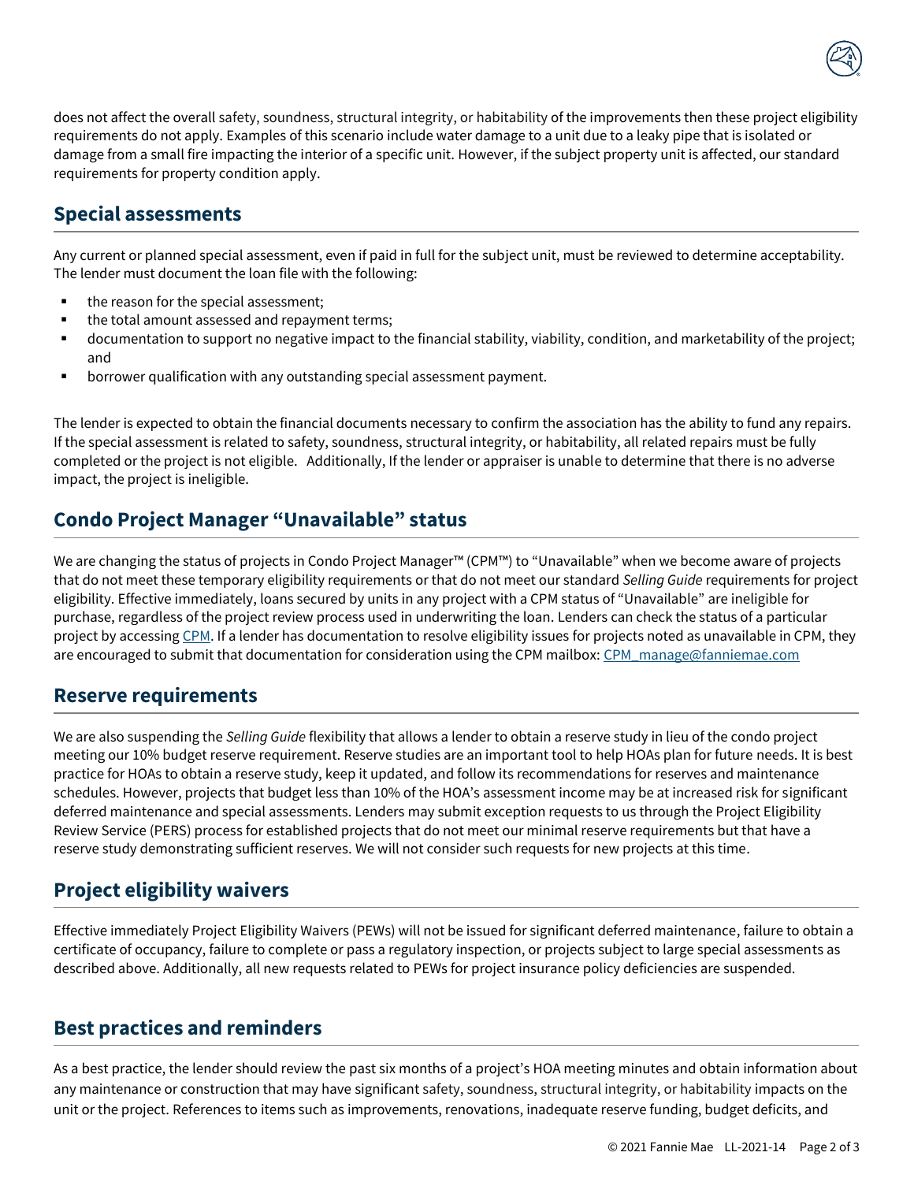does not affect the overall safety, soundness, structural integrity, or habitability of the improvements then these project eligibility requirements do not apply. Examples of this scenario include water damage to a unit due to a leaky pipe that is isolated or damage from a small fire impacting the interior of a specific unit. However, if the subject property unit is affected, our standard requirements for property condition apply.

## Special assessments

Any current or planned special assessment, even if paid in full for the subject unit, must be reviewed to determine acceptability. The lender must document the loan file with the following:

- the reason for the special assessment;
- the total amount assessed and repayment terms;
- documentation to support no negative impact to the financial stability, viability, condition, and marketability of the project; and
- borrower qualification with any outstanding special assessment payment.

The lender is expected to obtain the financial documents necessary to confirm the association has the ability to fund any repairs. If the special assessment is related to safety, soundness, structural integrity, or habitability, all related repairs must be fully completed or the project is not eligible. Additionally, If the lender or appraiser is unable to determine that there is no adverse impact, the project is ineligible.

## Condo Project Manager "Unavailable" status

We are changing the status of projects in Condo Project Manager™ (CPM™) to "Unavailable" when we become aware of projects that do not meet these temporary eligibility requirements or that do not meet our standard *Selling Guide* requirements for project eligibility. Effective immediately, loans secured by units in any project with a CPM status of "Unavailable" are ineligible for purchase, regardless of the project review process used in underwriting the loan. Lenders can check the status of a particular project by accessing CPM. If a lender has documentation to resolve eligibility issues for projects noted as unavailable in CPM, they are encouraged to submit that documentation for consideration using the CPM mailbox: CPM_manage@fanniemae.com

## Reserve requirements

We are also suspending the *Selling Guide* flexibility that allows a lender to obtain a reserve study in lieu of the condo project meeting our 10% budget reserve requirement. Reserve studies are an important tool to help HOAs plan for future needs. It is best practice for HOAs to obtain a reserve study, keep it updated, and follow its recommendations for reserves and maintenance schedules. However, projects that budget less than 10% of the HOA's assessment income may be at increased risk for significant deferred maintenance and special assessments. Lenders may submit exception requests to us through the Project Eligibility Review Service (PERS) process for established projects that do not meet our minimal reserve requirements but that have a reserve study demonstrating sufficient reserves. We will not consider such requests for new projects at this time.

## Project eligibility waivers

Effective immediately Project Eligibility Waivers (PEWs) will not be issued for significant deferred maintenance, failure to obtain a certificate of occupancy, failure to complete or pass a regulatory inspection, or projects subject to large special assessments as described above. Additionally, all new requests related to PEWs for project insurance policy deficiencies are suspended.

## Best practices and reminders

As a best practice, the lender should review the past six months of a project's HOA meeting minutes and obtain information about any maintenance or construction that may have significant safety, soundness, structural integrity, or habitability impacts on the unit or the project. References to items such as improvements, renovations, inadequate reserve funding, budget deficits, and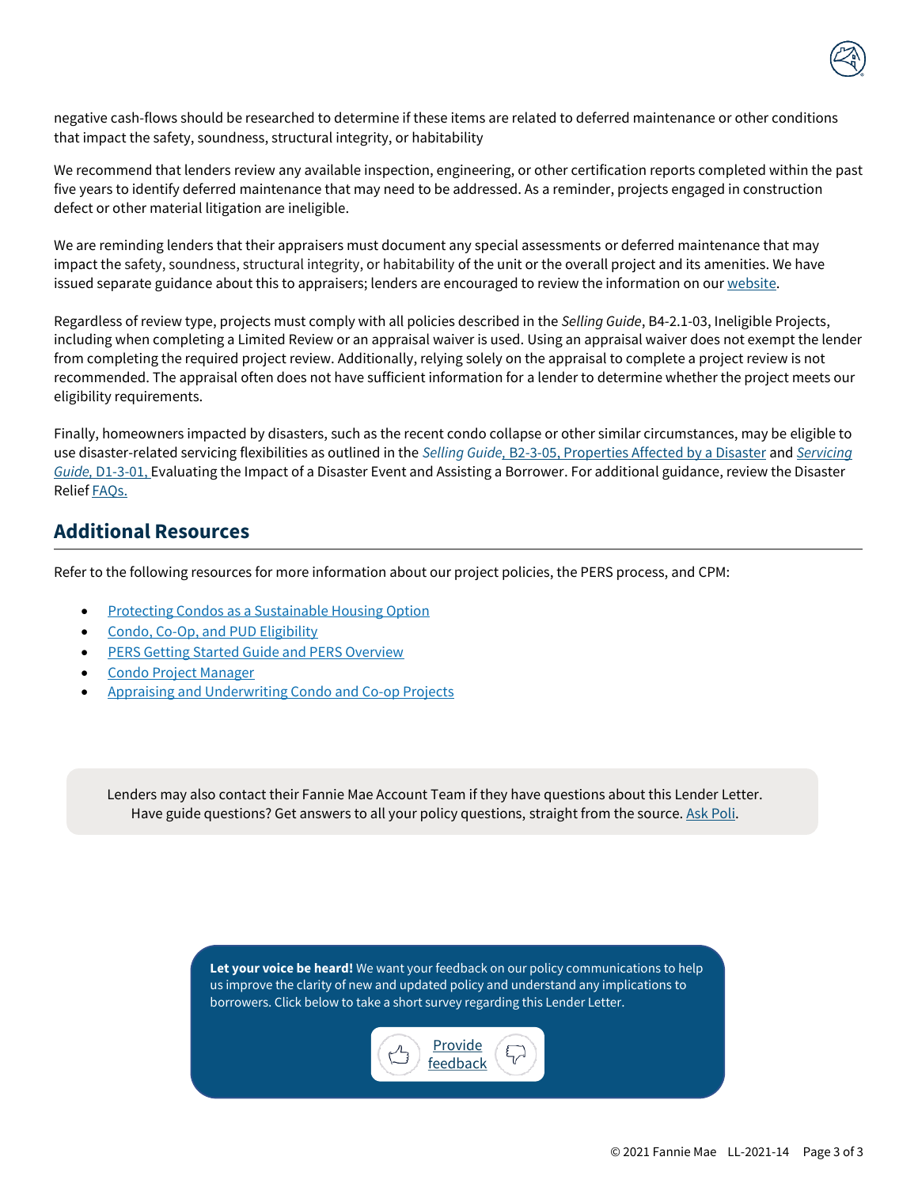negative cash-flows should be researched to determine if these items are related to deferred maintenance or other conditions that impact the safety, soundness, structural integrity, or habitability

We recommend that lenders review any available inspection, engineering, or other certification reports completed within the past five years to identify deferred maintenance that may need to be addressed. As a reminder, projects engaged in construction defect or other material litigation are ineligible.

We are reminding lenders that their appraisers must document any special assessments or deferred maintenance that may impact the safety, soundness, structural integrity, or habitability of the unit or the overall project and its amenities. We have issued separate guidance about this to appraisers; lenders are encouraged to review the information on our website.

Regardless of review type, projects must comply with all policies described in the *Selling Guide*, B4-2.1-03, Ineligible Projects, including when completing a Limited Review or an appraisal waiver is used. Using an appraisal waiver does not exempt the lender from completing the required project review. Additionally, relying solely on the appraisal to complete a project review is not recommended. The appraisal often does not have sufficient information for a lender to determine whether the project meets our eligibility requirements.

Finally, homeowners impacted by disasters, such as the recent condo collapse or other similar circumstances, may be eligible to use disaster-related servicing flexibilities as outlined in the *Selling Guide*, B2-3-05, Properties Affected by a Disaster and *Servicing Guide*, D1-3-01, Evaluating the Impact of a Disaster Event and Assisting a Borrower. For additional guidance, review the Disaster Relief FAQs.

## Additional Resources

Refer to the following resources for more information about our project policies, the PERS process, and CPM:

- Protecting Condos as a Sustainable Housing Option
- Condo, Co-Op, and PUD Eligibility
- PERS Getting Started Guide and PERS Overview
- Condo Project Manager
- Appraising and Underwriting Condo and Co-op Projects

Lenders may also contact their Fannie Mae Account Team if they have questions about this Lender Letter. Have guide questions? Get answers to all your policy questions, straight from the source. Ask Poli.

**Let your voice be heard!** We want your feedback on our policy communications to help us improve the clarity of new and updated policy and understand any implications to borrowers. Click below to take a short survey regarding this Lender Letter.

Provide feedback

© 2021 Fannie Mae LL-2021-14